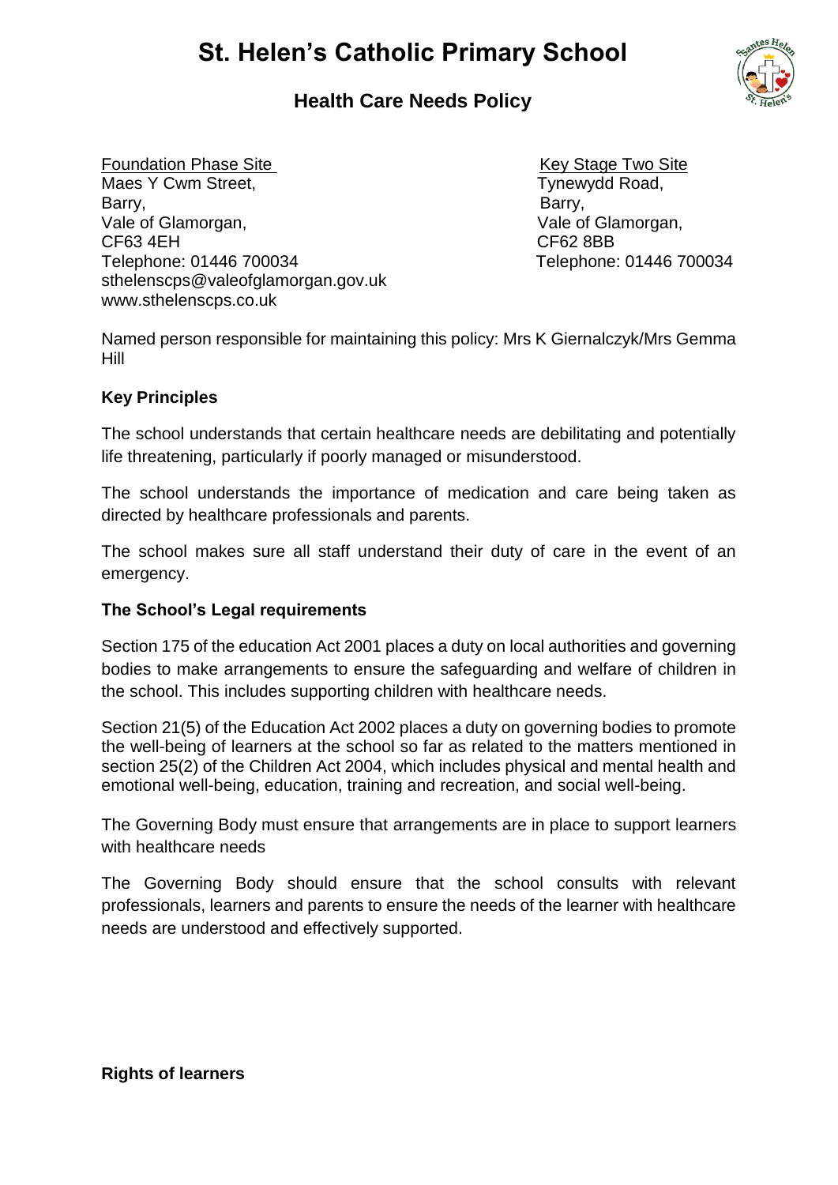# St. Helen's Catholic Primary School

## Health Care Needs Policy

Foundation Phase Site
Maes Y Cwm Street,
Barry,
Vale of Glamorgan,
CF63 4EH
Telephone: 01446 700034
sthelenscps@valeofglamorgan.gov.uk
www.sthelenscps.co.uk

Key Stage Two Site
Tynewydd Road,
Barry,
Vale of Glamorgan,
CF62 8BB
Telephone: 01446 700034

Named person responsible for maintaining this policy: Mrs K Giernalczyk/Mrs Gemma Hill

**Key Principles**

The school understands that certain healthcare needs are debilitating and potentially life threatening, particularly if poorly managed or misunderstood.

The school understands the importance of medication and care being taken as directed by healthcare professionals and parents.

The school makes sure all staff understand their duty of care in the event of an emergency.

**The School's Legal requirements**

Section 175 of the education Act 2001 places a duty on local authorities and governing bodies to make arrangements to ensure the safeguarding and welfare of children in the school. This includes supporting children with healthcare needs.

Section 21(5) of the Education Act 2002 places a duty on governing bodies to promote the well-being of learners at the school so far as related to the matters mentioned in section 25(2) of the Children Act 2004, which includes physical and mental health and emotional well-being, education, training and recreation, and social well-being.

The Governing Body must ensure that arrangements are in place to support learners with healthcare needs

The Governing Body should ensure that the school consults with relevant professionals, learners and parents to ensure the needs of the learner with healthcare needs are understood and effectively supported.

**Rights of learners**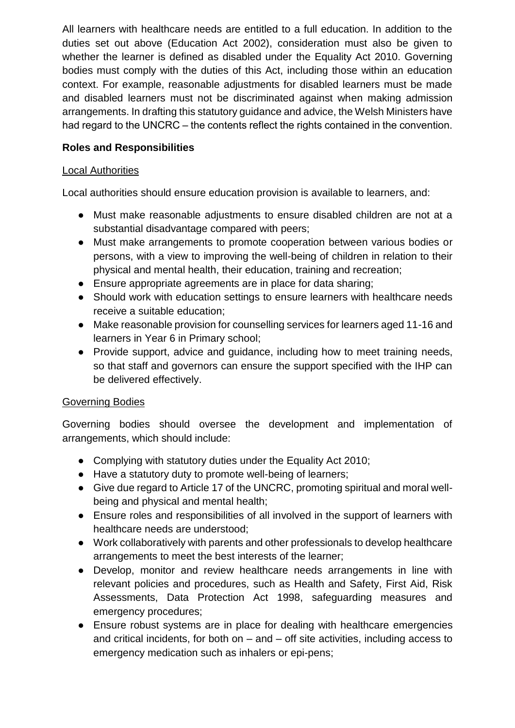All learners with healthcare needs are entitled to a full education. In addition to the duties set out above (Education Act 2002), consideration must also be given to whether the learner is defined as disabled under the Equality Act 2010. Governing bodies must comply with the duties of this Act, including those within an education context. For example, reasonable adjustments for disabled learners must be made and disabled learners must not be discriminated against when making admission arrangements. In drafting this statutory guidance and advice, the Welsh Ministers have had regard to the UNCRC – the contents reflect the rights contained in the convention.

**Roles and Responsibilities**

<u>Local Authorities</u>

Local authorities should ensure education provision is available to learners, and:

- Must make reasonable adjustments to ensure disabled children are not at a substantial disadvantage compared with peers;
- Must make arrangements to promote cooperation between various bodies or persons, with a view to improving the well-being of children in relation to their physical and mental health, their education, training and recreation;
- Ensure appropriate agreements are in place for data sharing;
- Should work with education settings to ensure learners with healthcare needs receive a suitable education;
- Make reasonable provision for counselling services for learners aged 11-16 and learners in Year 6 in Primary school;
- Provide support, advice and guidance, including how to meet training needs, so that staff and governors can ensure the support specified with the IHP can be delivered effectively.

<u>Governing Bodies</u>

Governing bodies should oversee the development and implementation of arrangements, which should include:

- Complying with statutory duties under the Equality Act 2010;
- Have a statutory duty to promote well-being of learners;
- Give due regard to Article 17 of the UNCRC, promoting spiritual and moral well-being and physical and mental health;
- Ensure roles and responsibilities of all involved in the support of learners with healthcare needs are understood;
- Work collaboratively with parents and other professionals to develop healthcare arrangements to meet the best interests of the learner;
- Develop, monitor and review healthcare needs arrangements in line with relevant policies and procedures, such as Health and Safety, First Aid, Risk Assessments, Data Protection Act 1998, safeguarding measures and emergency procedures;
- Ensure robust systems are in place for dealing with healthcare emergencies and critical incidents, for both on – and – off site activities, including access to emergency medication such as inhalers or epi-pens;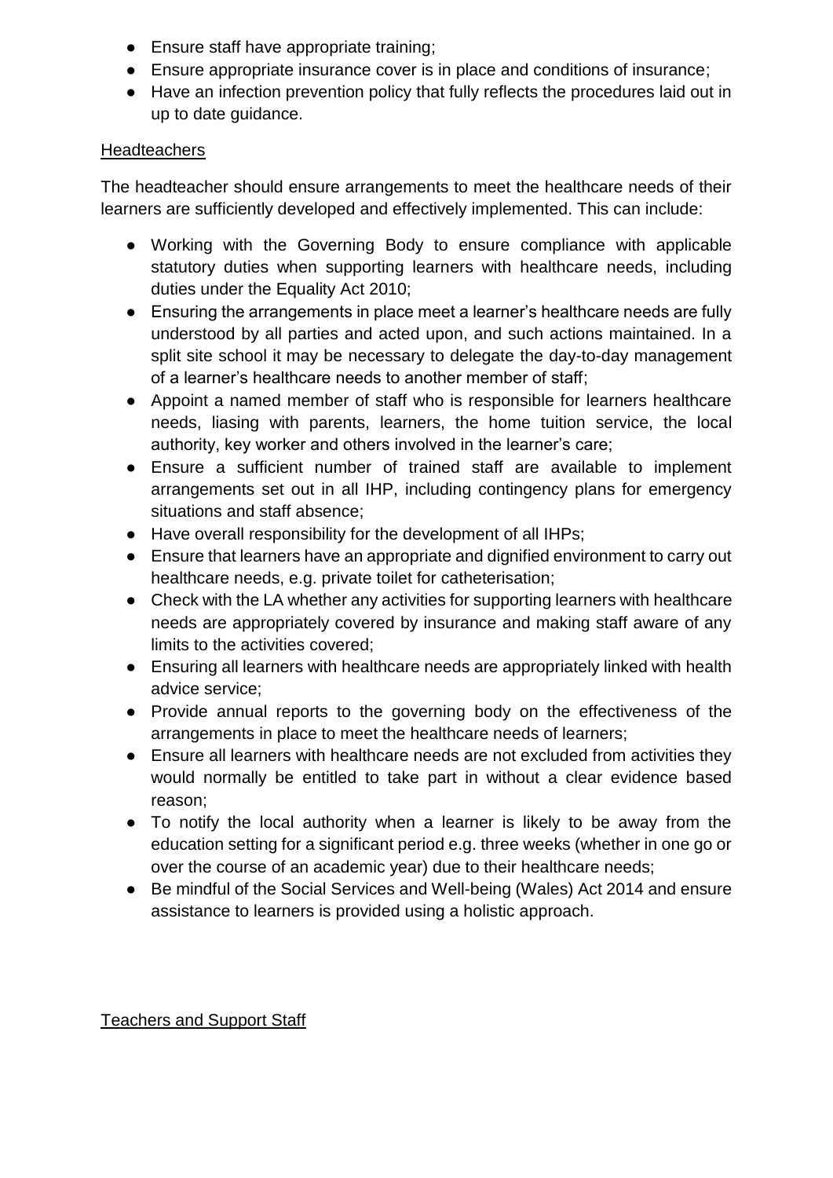- Ensure staff have appropriate training;
- Ensure appropriate insurance cover is in place and conditions of insurance;
- Have an infection prevention policy that fully reflects the procedures laid out in up to date guidance.

Headteachers

The headteacher should ensure arrangements to meet the healthcare needs of their learners are sufficiently developed and effectively implemented. This can include:

- Working with the Governing Body to ensure compliance with applicable statutory duties when supporting learners with healthcare needs, including duties under the Equality Act 2010;
- Ensuring the arrangements in place meet a learner's healthcare needs are fully understood by all parties and acted upon, and such actions maintained. In a split site school it may be necessary to delegate the day-to-day management of a learner's healthcare needs to another member of staff;
- Appoint a named member of staff who is responsible for learners healthcare needs, liasing with parents, learners, the home tuition service, the local authority, key worker and others involved in the learner's care;
- Ensure a sufficient number of trained staff are available to implement arrangements set out in all IHP, including contingency plans for emergency situations and staff absence;
- Have overall responsibility for the development of all IHPs;
- Ensure that learners have an appropriate and dignified environment to carry out healthcare needs, e.g. private toilet for catheterisation;
- Check with the LA whether any activities for supporting learners with healthcare needs are appropriately covered by insurance and making staff aware of any limits to the activities covered;
- Ensuring all learners with healthcare needs are appropriately linked with health advice service;
- Provide annual reports to the governing body on the effectiveness of the arrangements in place to meet the healthcare needs of learners;
- Ensure all learners with healthcare needs are not excluded from activities they would normally be entitled to take part in without a clear evidence based reason;
- To notify the local authority when a learner is likely to be away from the education setting for a significant period e.g. three weeks (whether in one go or over the course of an academic year) due to their healthcare needs;
- Be mindful of the Social Services and Well-being (Wales) Act 2014 and ensure assistance to learners is provided using a holistic approach.

Teachers and Support Staff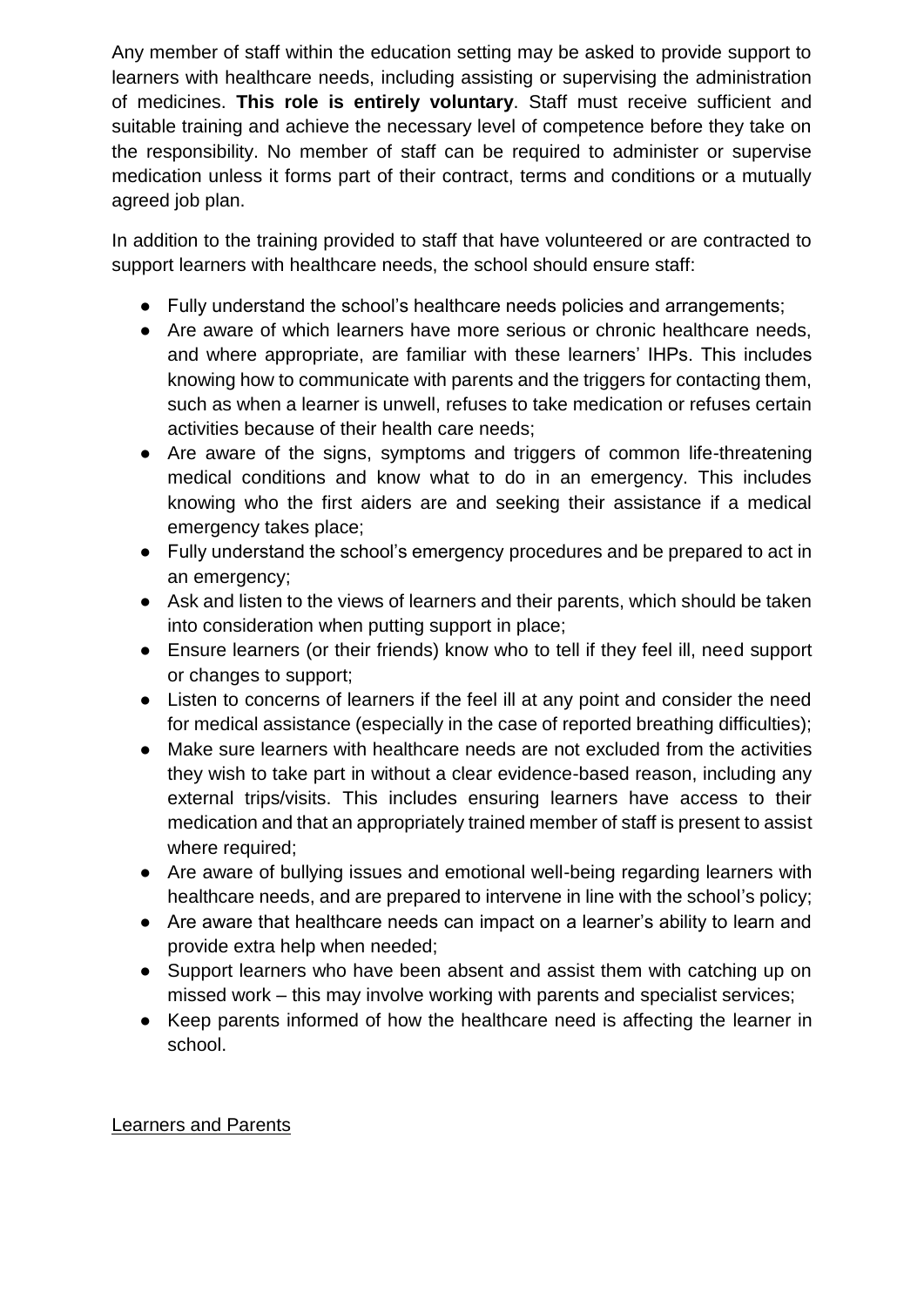Any member of staff within the education setting may be asked to provide support to learners with healthcare needs, including assisting or supervising the administration of medicines. **This role is entirely voluntary**. Staff must receive sufficient and suitable training and achieve the necessary level of competence before they take on the responsibility. No member of staff can be required to administer or supervise medication unless it forms part of their contract, terms and conditions or a mutually agreed job plan.

In addition to the training provided to staff that have volunteered or are contracted to support learners with healthcare needs, the school should ensure staff:

- Fully understand the school's healthcare needs policies and arrangements;
- Are aware of which learners have more serious or chronic healthcare needs, and where appropriate, are familiar with these learners' IHPs. This includes knowing how to communicate with parents and the triggers for contacting them, such as when a learner is unwell, refuses to take medication or refuses certain activities because of their health care needs;
- Are aware of the signs, symptoms and triggers of common life-threatening medical conditions and know what to do in an emergency. This includes knowing who the first aiders are and seeking their assistance if a medical emergency takes place;
- Fully understand the school's emergency procedures and be prepared to act in an emergency;
- Ask and listen to the views of learners and their parents, which should be taken into consideration when putting support in place;
- Ensure learners (or their friends) know who to tell if they feel ill, need support or changes to support;
- Listen to concerns of learners if the feel ill at any point and consider the need for medical assistance (especially in the case of reported breathing difficulties);
- Make sure learners with healthcare needs are not excluded from the activities they wish to take part in without a clear evidence-based reason, including any external trips/visits. This includes ensuring learners have access to their medication and that an appropriately trained member of staff is present to assist where required;
- Are aware of bullying issues and emotional well-being regarding learners with healthcare needs, and are prepared to intervene in line with the school's policy;
- Are aware that healthcare needs can impact on a learner's ability to learn and provide extra help when needed;
- Support learners who have been absent and assist them with catching up on missed work – this may involve working with parents and specialist services;
- Keep parents informed of how the healthcare need is affecting the learner in school.

<u>Learners and Parents</u>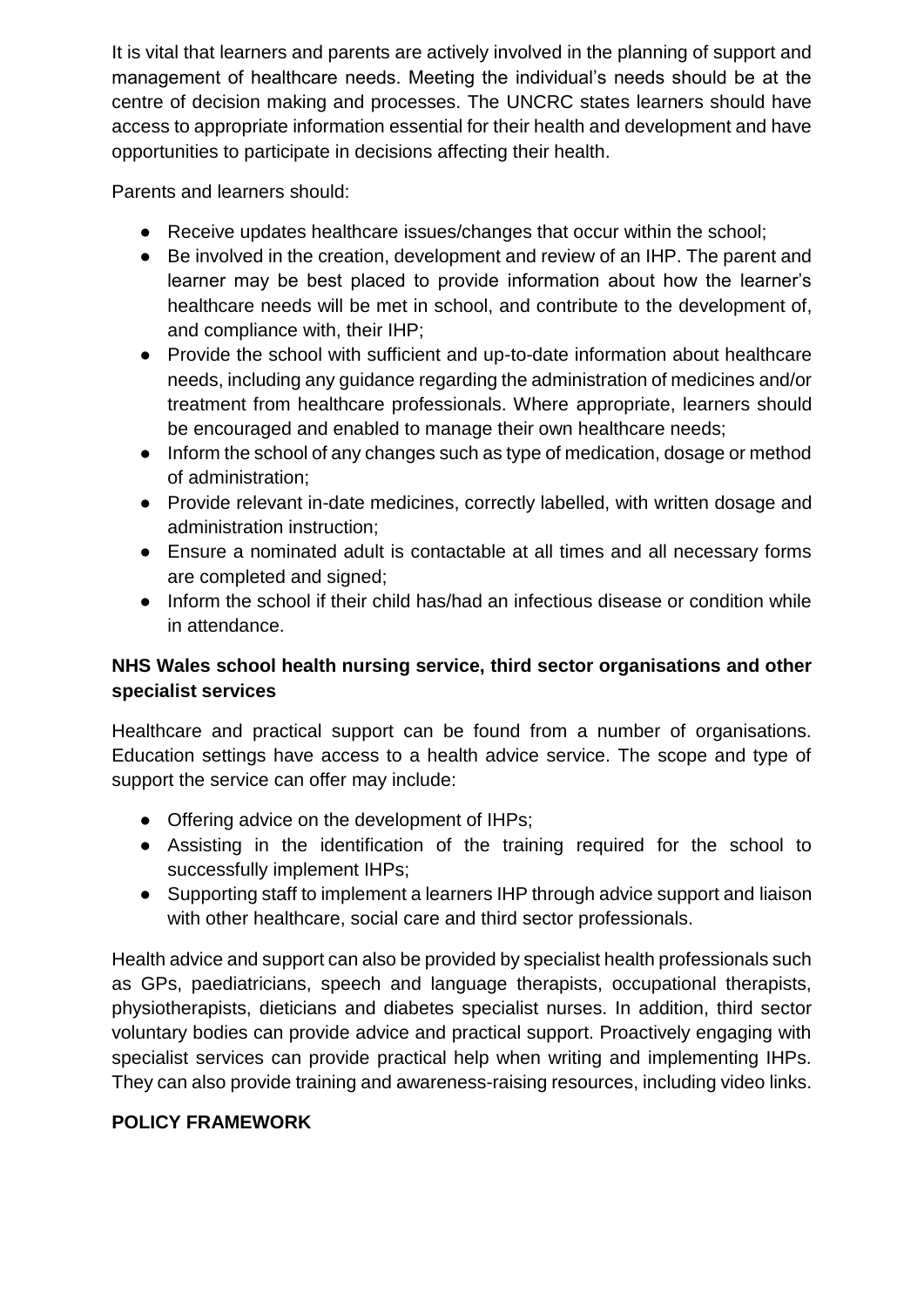It is vital that learners and parents are actively involved in the planning of support and management of healthcare needs. Meeting the individual's needs should be at the centre of decision making and processes. The UNCRC states learners should have access to appropriate information essential for their health and development and have opportunities to participate in decisions affecting their health.

Parents and learners should:

- Receive updates healthcare issues/changes that occur within the school;
- Be involved in the creation, development and review of an IHP. The parent and learner may be best placed to provide information about how the learner's healthcare needs will be met in school, and contribute to the development of, and compliance with, their IHP;
- Provide the school with sufficient and up-to-date information about healthcare needs, including any guidance regarding the administration of medicines and/or treatment from healthcare professionals. Where appropriate, learners should be encouraged and enabled to manage their own healthcare needs;
- Inform the school of any changes such as type of medication, dosage or method of administration;
- Provide relevant in-date medicines, correctly labelled, with written dosage and administration instruction;
- Ensure a nominated adult is contactable at all times and all necessary forms are completed and signed;
- Inform the school if their child has/had an infectious disease or condition while in attendance.

**NHS Wales school health nursing service, third sector organisations and other specialist services**

Healthcare and practical support can be found from a number of organisations. Education settings have access to a health advice service. The scope and type of support the service can offer may include:

- Offering advice on the development of IHPs;
- Assisting in the identification of the training required for the school to successfully implement IHPs;
- Supporting staff to implement a learners IHP through advice support and liaison with other healthcare, social care and third sector professionals.

Health advice and support can also be provided by specialist health professionals such as GPs, paediatricians, speech and language therapists, occupational therapists, physiotherapists, dieticians and diabetes specialist nurses. In addition, third sector voluntary bodies can provide advice and practical support. Proactively engaging with specialist services can provide practical help when writing and implementing IHPs. They can also provide training and awareness-raising resources, including video links.

**POLICY FRAMEWORK**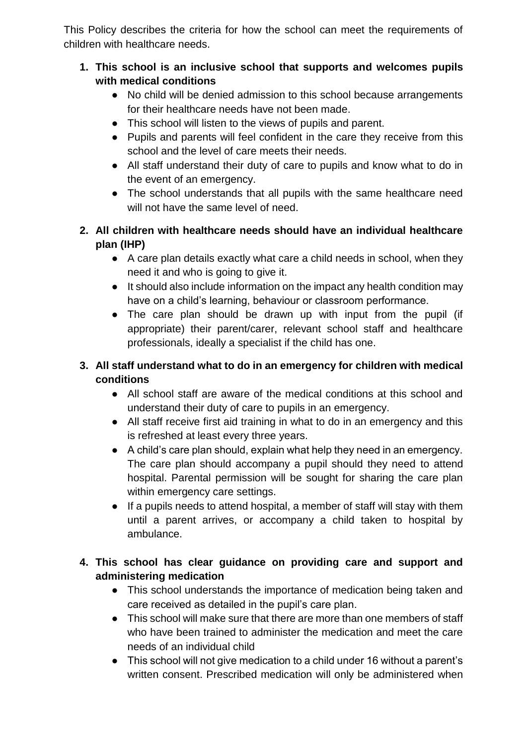This Policy describes the criteria for how the school can meet the requirements of children with healthcare needs.

1. **This school is an inclusive school that supports and welcomes pupils with medical conditions**
   - No child will be denied admission to this school because arrangements for their healthcare needs have not been made.
   - This school will listen to the views of pupils and parent.
   - Pupils and parents will feel confident in the care they receive from this school and the level of care meets their needs.
   - All staff understand their duty of care to pupils and know what to do in the event of an emergency.
   - The school understands that all pupils with the same healthcare need will not have the same level of need.

2. **All children with healthcare needs should have an individual healthcare plan (IHP)**
   - A care plan details exactly what care a child needs in school, when they need it and who is going to give it.
   - It should also include information on the impact any health condition may have on a child's learning, behaviour or classroom performance.
   - The care plan should be drawn up with input from the pupil (if appropriate) their parent/carer, relevant school staff and healthcare professionals, ideally a specialist if the child has one.

3. **All staff understand what to do in an emergency for children with medical conditions**
   - All school staff are aware of the medical conditions at this school and understand their duty of care to pupils in an emergency.
   - All staff receive first aid training in what to do in an emergency and this is refreshed at least every three years.
   - A child's care plan should, explain what help they need in an emergency. The care plan should accompany a pupil should they need to attend hospital. Parental permission will be sought for sharing the care plan within emergency care settings.
   - If a pupils needs to attend hospital, a member of staff will stay with them until a parent arrives, or accompany a child taken to hospital by ambulance.

4. **This school has clear guidance on providing care and support and administering medication**
   - This school understands the importance of medication being taken and care received as detailed in the pupil's care plan.
   - This school will make sure that there are more than one members of staff who have been trained to administer the medication and meet the care needs of an individual child
   - This school will not give medication to a child under 16 without a parent's written consent. Prescribed medication will only be administered when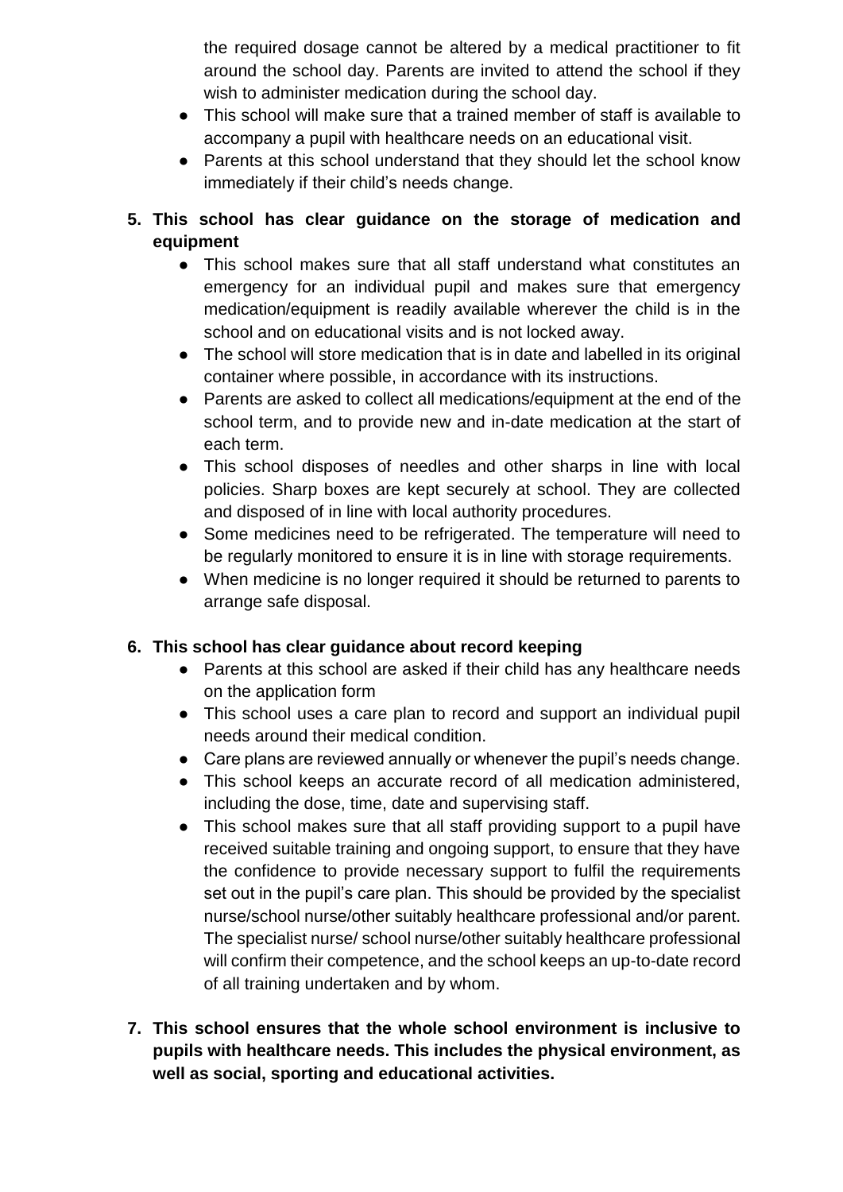the required dosage cannot be altered by a medical practitioner to fit around the school day. Parents are invited to attend the school if they wish to administer medication during the school day.

- This school will make sure that a trained member of staff is available to accompany a pupil with healthcare needs on an educational visit.
- Parents at this school understand that they should let the school know immediately if their child's needs change.

**5. This school has clear guidance on the storage of medication and equipment**

- This school makes sure that all staff understand what constitutes an emergency for an individual pupil and makes sure that emergency medication/equipment is readily available wherever the child is in the school and on educational visits and is not locked away.
- The school will store medication that is in date and labelled in its original container where possible, in accordance with its instructions.
- Parents are asked to collect all medications/equipment at the end of the school term, and to provide new and in-date medication at the start of each term.
- This school disposes of needles and other sharps in line with local policies. Sharp boxes are kept securely at school. They are collected and disposed of in line with local authority procedures.
- Some medicines need to be refrigerated. The temperature will need to be regularly monitored to ensure it is in line with storage requirements.
- When medicine is no longer required it should be returned to parents to arrange safe disposal.

**6. This school has clear guidance about record keeping**

- Parents at this school are asked if their child has any healthcare needs on the application form
- This school uses a care plan to record and support an individual pupil needs around their medical condition.
- Care plans are reviewed annually or whenever the pupil's needs change.
- This school keeps an accurate record of all medication administered, including the dose, time, date and supervising staff.
- This school makes sure that all staff providing support to a pupil have received suitable training and ongoing support, to ensure that they have the confidence to provide necessary support to fulfil the requirements set out in the pupil's care plan. This should be provided by the specialist nurse/school nurse/other suitably healthcare professional and/or parent. The specialist nurse/ school nurse/other suitably healthcare professional will confirm their competence, and the school keeps an up-to-date record of all training undertaken and by whom.

**7. This school ensures that the whole school environment is inclusive to pupils with healthcare needs. This includes the physical environment, as well as social, sporting and educational activities.**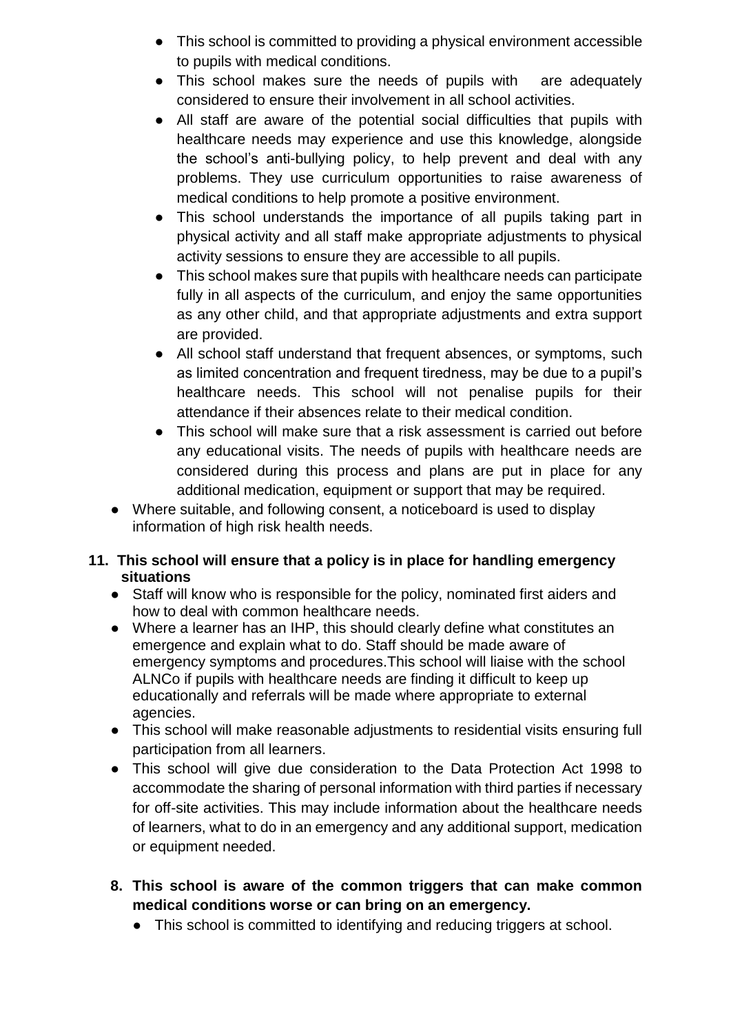- This school is committed to providing a physical environment accessible to pupils with medical conditions.
- This school makes sure the needs of pupils with are adequately considered to ensure their involvement in all school activities.
- All staff are aware of the potential social difficulties that pupils with healthcare needs may experience and use this knowledge, alongside the school's anti-bullying policy, to help prevent and deal with any problems. They use curriculum opportunities to raise awareness of medical conditions to help promote a positive environment.
- This school understands the importance of all pupils taking part in physical activity and all staff make appropriate adjustments to physical activity sessions to ensure they are accessible to all pupils.
- This school makes sure that pupils with healthcare needs can participate fully in all aspects of the curriculum, and enjoy the same opportunities as any other child, and that appropriate adjustments and extra support are provided.
- All school staff understand that frequent absences, or symptoms, such as limited concentration and frequent tiredness, may be due to a pupil's healthcare needs. This school will not penalise pupils for their attendance if their absences relate to their medical condition.
- This school will make sure that a risk assessment is carried out before any educational visits. The needs of pupils with healthcare needs are considered during this process and plans are put in place for any additional medication, equipment or support that may be required.

- Where suitable, and following consent, a noticeboard is used to display information of high risk health needs.

**11. This school will ensure that a policy is in place for handling emergency situations**

- Staff will know who is responsible for the policy, nominated first aiders and how to deal with common healthcare needs.
- Where a learner has an IHP, this should clearly define what constitutes an emergence and explain what to do. Staff should be made aware of emergency symptoms and procedures.This school will liaise with the school ALNCo if pupils with healthcare needs are finding it difficult to keep up educationally and referrals will be made where appropriate to external agencies.
- This school will make reasonable adjustments to residential visits ensuring full participation from all learners.
- This school will give due consideration to the Data Protection Act 1998 to accommodate the sharing of personal information with third parties if necessary for off-site activities. This may include information about the healthcare needs of learners, what to do in an emergency and any additional support, medication or equipment needed.

**8. This school is aware of the common triggers that can make common medical conditions worse or can bring on an emergency.**

- This school is committed to identifying and reducing triggers at school.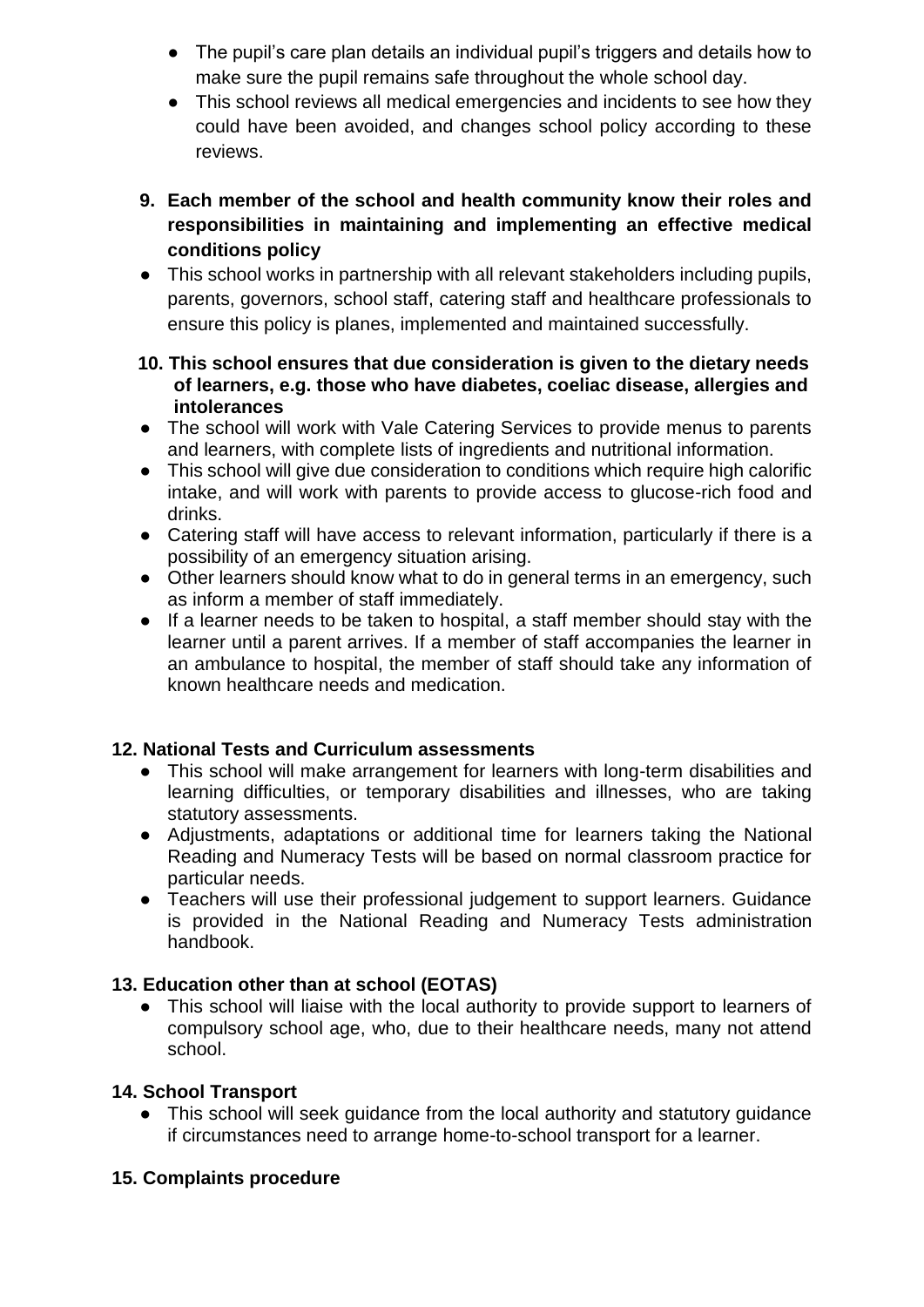- The pupil's care plan details an individual pupil's triggers and details how to make sure the pupil remains safe throughout the whole school day.
- This school reviews all medical emergencies and incidents to see how they could have been avoided, and changes school policy according to these reviews.

**9. Each member of the school and health community know their roles and responsibilities in maintaining and implementing an effective medical conditions policy**

- This school works in partnership with all relevant stakeholders including pupils, parents, governors, school staff, catering staff and healthcare professionals to ensure this policy is planes, implemented and maintained successfully.

**10. This school ensures that due consideration is given to the dietary needs of learners, e.g. those who have diabetes, coeliac disease, allergies and intolerances**

- The school will work with Vale Catering Services to provide menus to parents and learners, with complete lists of ingredients and nutritional information.
- This school will give due consideration to conditions which require high calorific intake, and will work with parents to provide access to glucose-rich food and drinks.
- Catering staff will have access to relevant information, particularly if there is a possibility of an emergency situation arising.
- Other learners should know what to do in general terms in an emergency, such as inform a member of staff immediately.
- If a learner needs to be taken to hospital, a staff member should stay with the learner until a parent arrives. If a member of staff accompanies the learner in an ambulance to hospital, the member of staff should take any information of known healthcare needs and medication.

**12. National Tests and Curriculum assessments**

- This school will make arrangement for learners with long-term disabilities and learning difficulties, or temporary disabilities and illnesses, who are taking statutory assessments.
- Adjustments, adaptations or additional time for learners taking the National Reading and Numeracy Tests will be based on normal classroom practice for particular needs.
- Teachers will use their professional judgement to support learners. Guidance is provided in the National Reading and Numeracy Tests administration handbook.

**13. Education other than at school (EOTAS)**

- This school will liaise with the local authority to provide support to learners of compulsory school age, who, due to their healthcare needs, many not attend school.

**14. School Transport**

- This school will seek guidance from the local authority and statutory guidance if circumstances need to arrange home-to-school transport for a learner.

**15. Complaints procedure**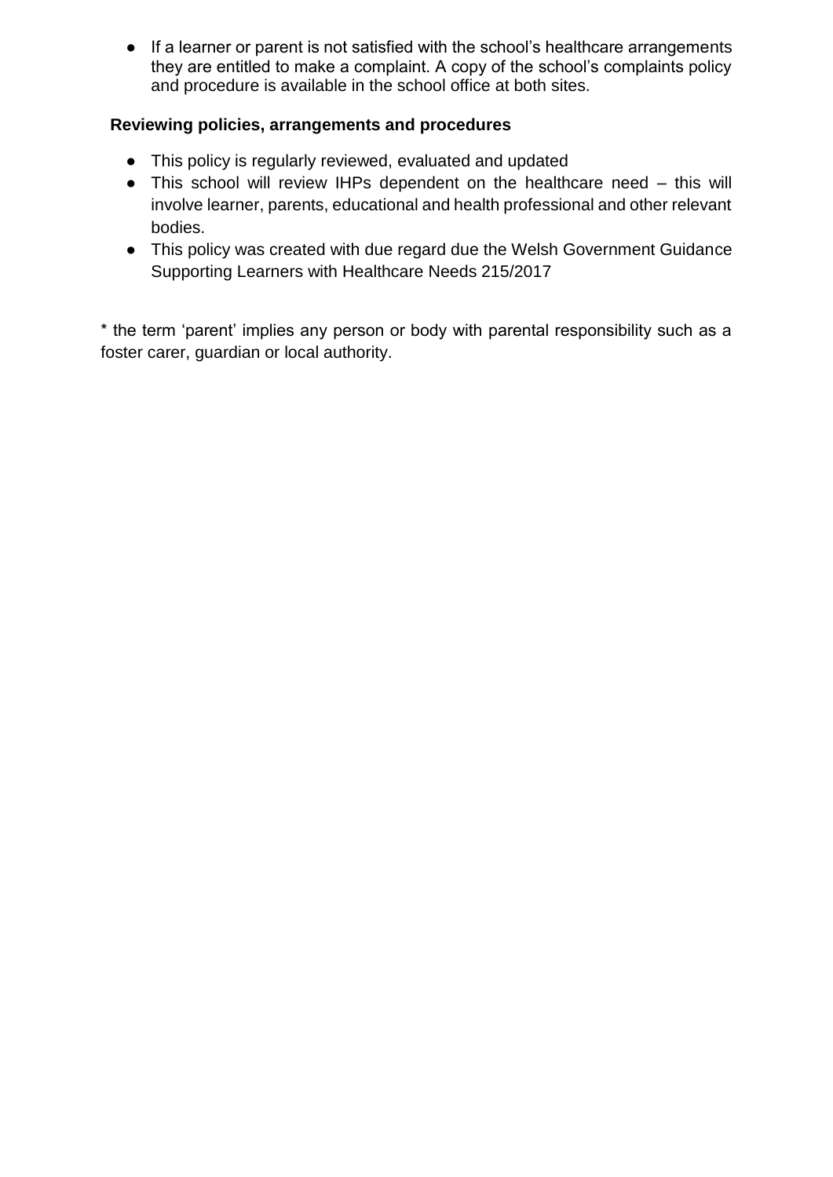- If a learner or parent is not satisfied with the school's healthcare arrangements they are entitled to make a complaint. A copy of the school's complaints policy and procedure is available in the school office at both sites.

**Reviewing policies, arrangements and procedures**

- This policy is regularly reviewed, evaluated and updated
- This school will review IHPs dependent on the healthcare need – this will involve learner, parents, educational and health professional and other relevant bodies.
- This policy was created with due regard due the Welsh Government Guidance Supporting Learners with Healthcare Needs 215/2017

* the term 'parent' implies any person or body with parental responsibility such as a foster carer, guardian or local authority.